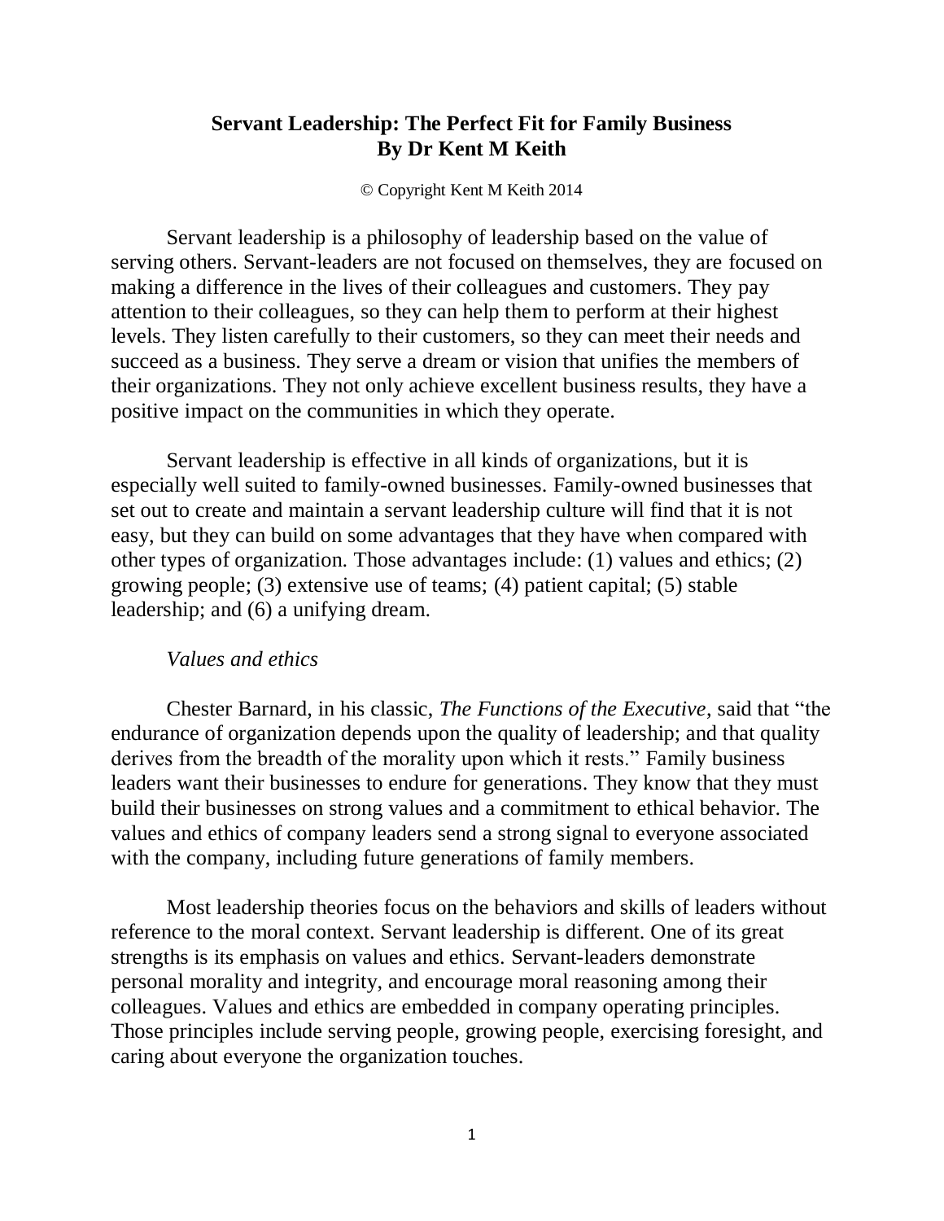# Servant Leadership: The Perfect Fit for Family Business
## By Dr Kent M Keith

© Copyright Kent M Keith 2014

Servant leadership is a philosophy of leadership based on the value of serving others. Servant-leaders are not focused on themselves, they are focused on making a difference in the lives of their colleagues and customers. They pay attention to their colleagues, so they can help them to perform at their highest levels. They listen carefully to their customers, so they can meet their needs and succeed as a business. They serve a dream or vision that unifies the members of their organizations. They not only achieve excellent business results, they have a positive impact on the communities in which they operate.

Servant leadership is effective in all kinds of organizations, but it is especially well suited to family-owned businesses. Family-owned businesses that set out to create and maintain a servant leadership culture will find that it is not easy, but they can build on some advantages that they have when compared with other types of organization. Those advantages include: (1) values and ethics; (2) growing people; (3) extensive use of teams; (4) patient capital; (5) stable leadership; and (6) a unifying dream.

### *Values and ethics*

Chester Barnard, in his classic, *The Functions of the Executive*, said that "the endurance of organization depends upon the quality of leadership; and that quality derives from the breadth of the morality upon which it rests." Family business leaders want their businesses to endure for generations. They know that they must build their businesses on strong values and a commitment to ethical behavior. The values and ethics of company leaders send a strong signal to everyone associated with the company, including future generations of family members.

Most leadership theories focus on the behaviors and skills of leaders without reference to the moral context. Servant leadership is different. One of its great strengths is its emphasis on values and ethics. Servant-leaders demonstrate personal morality and integrity, and encourage moral reasoning among their colleagues. Values and ethics are embedded in company operating principles. Those principles include serving people, growing people, exercising foresight, and caring about everyone the organization touches.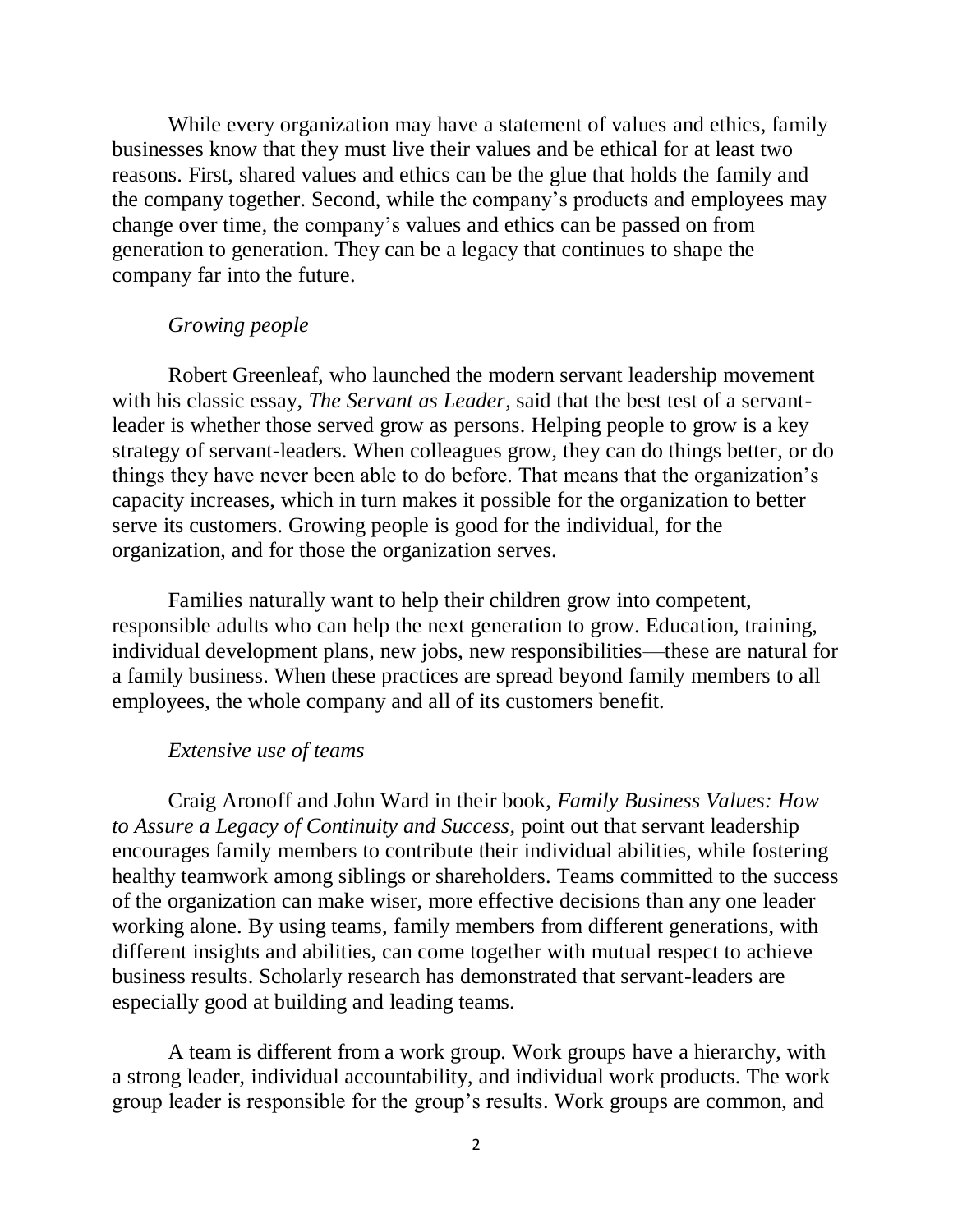While every organization may have a statement of values and ethics, family businesses know that they must live their values and be ethical for at least two reasons. First, shared values and ethics can be the glue that holds the family and the company together. Second, while the company's products and employees may change over time, the company's values and ethics can be passed on from generation to generation. They can be a legacy that continues to shape the company far into the future.

*Growing people*

Robert Greenleaf, who launched the modern servant leadership movement with his classic essay, *The Servant as Leader*, said that the best test of a servant-leader is whether those served grow as persons. Helping people to grow is a key strategy of servant-leaders. When colleagues grow, they can do things better, or do things they have never been able to do before. That means that the organization's capacity increases, which in turn makes it possible for the organization to better serve its customers. Growing people is good for the individual, for the organization, and for those the organization serves.

Families naturally want to help their children grow into competent, responsible adults who can help the next generation to grow. Education, training, individual development plans, new jobs, new responsibilities—these are natural for a family business. When these practices are spread beyond family members to all employees, the whole company and all of its customers benefit.

*Extensive use of teams*

Craig Aronoff and John Ward in their book, *Family Business Values: How to Assure a Legacy of Continuity and Success,* point out that servant leadership encourages family members to contribute their individual abilities, while fostering healthy teamwork among siblings or shareholders. Teams committed to the success of the organization can make wiser, more effective decisions than any one leader working alone. By using teams, family members from different generations, with different insights and abilities, can come together with mutual respect to achieve business results. Scholarly research has demonstrated that servant-leaders are especially good at building and leading teams.

A team is different from a work group. Work groups have a hierarchy, with a strong leader, individual accountability, and individual work products. The work group leader is responsible for the group's results. Work groups are common, and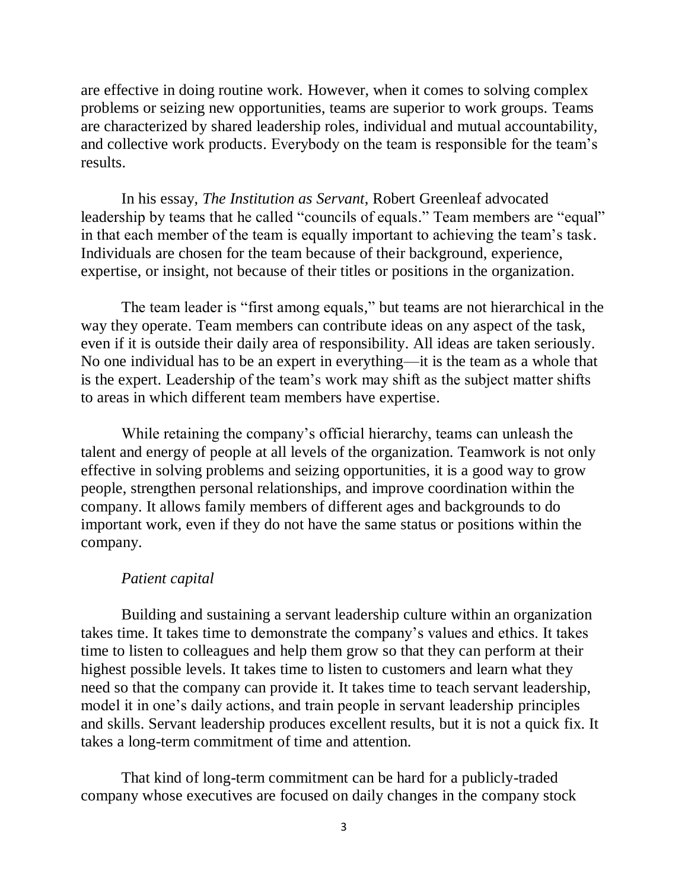are effective in doing routine work. However, when it comes to solving complex problems or seizing new opportunities, teams are superior to work groups. Teams are characterized by shared leadership roles, individual and mutual accountability, and collective work products. Everybody on the team is responsible for the team's results.

In his essay, *The Institution as Servant*, Robert Greenleaf advocated leadership by teams that he called "councils of equals." Team members are "equal" in that each member of the team is equally important to achieving the team's task. Individuals are chosen for the team because of their background, experience, expertise, or insight, not because of their titles or positions in the organization.

The team leader is "first among equals," but teams are not hierarchical in the way they operate. Team members can contribute ideas on any aspect of the task, even if it is outside their daily area of responsibility. All ideas are taken seriously. No one individual has to be an expert in everything—it is the team as a whole that is the expert. Leadership of the team's work may shift as the subject matter shifts to areas in which different team members have expertise.

While retaining the company's official hierarchy, teams can unleash the talent and energy of people at all levels of the organization. Teamwork is not only effective in solving problems and seizing opportunities, it is a good way to grow people, strengthen personal relationships, and improve coordination within the company. It allows family members of different ages and backgrounds to do important work, even if they do not have the same status or positions within the company.

*Patient capital*

Building and sustaining a servant leadership culture within an organization takes time. It takes time to demonstrate the company's values and ethics. It takes time to listen to colleagues and help them grow so that they can perform at their highest possible levels. It takes time to listen to customers and learn what they need so that the company can provide it. It takes time to teach servant leadership, model it in one's daily actions, and train people in servant leadership principles and skills. Servant leadership produces excellent results, but it is not a quick fix. It takes a long-term commitment of time and attention.

That kind of long-term commitment can be hard for a publicly-traded company whose executives are focused on daily changes in the company stock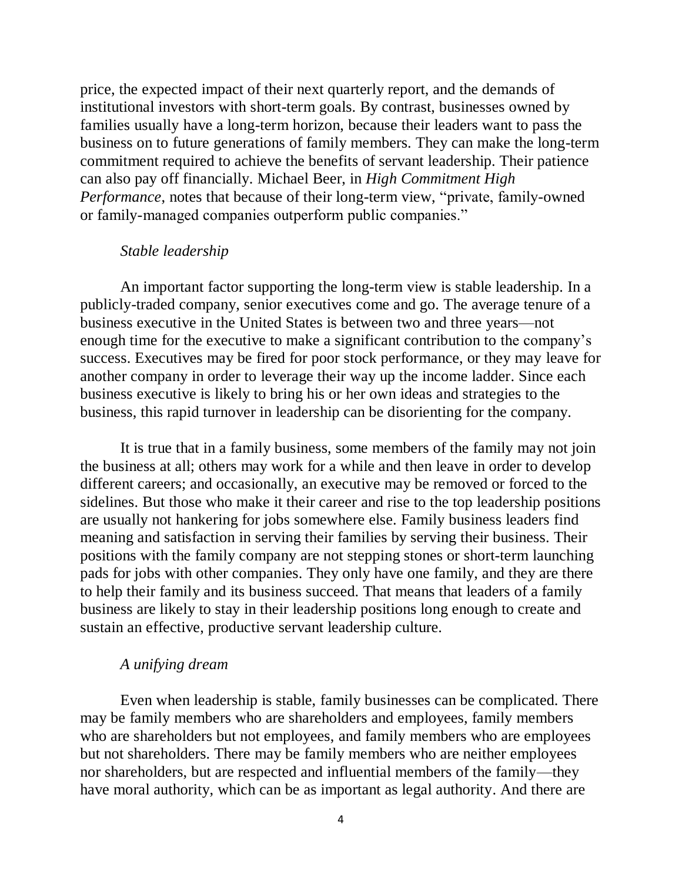price, the expected impact of their next quarterly report, and the demands of institutional investors with short-term goals. By contrast, businesses owned by families usually have a long-term horizon, because their leaders want to pass the business on to future generations of family members. They can make the long-term commitment required to achieve the benefits of servant leadership. Their patience can also pay off financially. Michael Beer, in *High Commitment High Performance*, notes that because of their long-term view, "private, family-owned or family-managed companies outperform public companies."

*Stable leadership*

An important factor supporting the long-term view is stable leadership. In a publicly-traded company, senior executives come and go. The average tenure of a business executive in the United States is between two and three years—not enough time for the executive to make a significant contribution to the company's success. Executives may be fired for poor stock performance, or they may leave for another company in order to leverage their way up the income ladder. Since each business executive is likely to bring his or her own ideas and strategies to the business, this rapid turnover in leadership can be disorienting for the company.

It is true that in a family business, some members of the family may not join the business at all; others may work for a while and then leave in order to develop different careers; and occasionally, an executive may be removed or forced to the sidelines. But those who make it their career and rise to the top leadership positions are usually not hankering for jobs somewhere else. Family business leaders find meaning and satisfaction in serving their families by serving their business. Their positions with the family company are not stepping stones or short-term launching pads for jobs with other companies. They only have one family, and they are there to help their family and its business succeed. That means that leaders of a family business are likely to stay in their leadership positions long enough to create and sustain an effective, productive servant leadership culture.

*A unifying dream*

Even when leadership is stable, family businesses can be complicated. There may be family members who are shareholders and employees, family members who are shareholders but not employees, and family members who are employees but not shareholders. There may be family members who are neither employees nor shareholders, but are respected and influential members of the family—they have moral authority, which can be as important as legal authority. And there are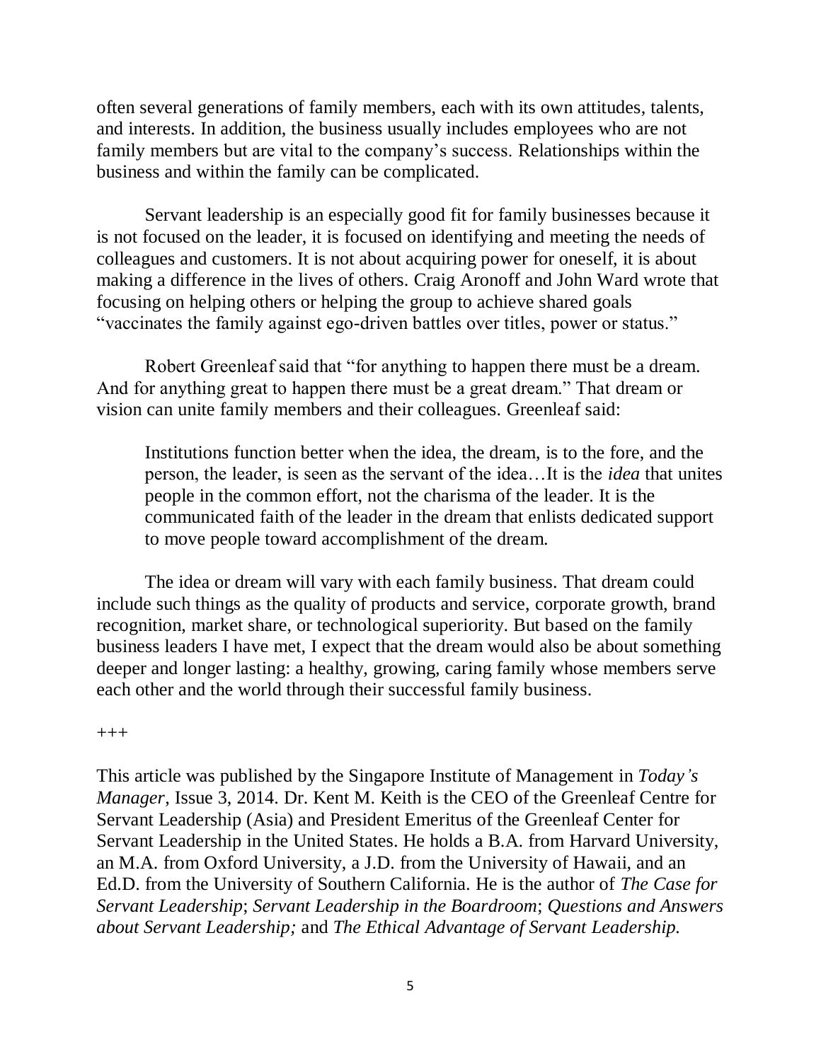often several generations of family members, each with its own attitudes, talents, and interests. In addition, the business usually includes employees who are not family members but are vital to the company's success. Relationships within the business and within the family can be complicated.

Servant leadership is an especially good fit for family businesses because it is not focused on the leader, it is focused on identifying and meeting the needs of colleagues and customers. It is not about acquiring power for oneself, it is about making a difference in the lives of others. Craig Aronoff and John Ward wrote that focusing on helping others or helping the group to achieve shared goals "vaccinates the family against ego-driven battles over titles, power or status."

Robert Greenleaf said that "for anything to happen there must be a dream. And for anything great to happen there must be a great dream." That dream or vision can unite family members and their colleagues. Greenleaf said:

> Institutions function better when the idea, the dream, is to the fore, and the person, the leader, is seen as the servant of the idea…It is the *idea* that unites people in the common effort, not the charisma of the leader. It is the communicated faith of the leader in the dream that enlists dedicated support to move people toward accomplishment of the dream.

The idea or dream will vary with each family business. That dream could include such things as the quality of products and service, corporate growth, brand recognition, market share, or technological superiority. But based on the family business leaders I have met, I expect that the dream would also be about something deeper and longer lasting: a healthy, growing, caring family whose members serve each other and the world through their successful family business.

+++

This article was published by the Singapore Institute of Management in *Today's Manager*, Issue 3, 2014. Dr. Kent M. Keith is the CEO of the Greenleaf Centre for Servant Leadership (Asia) and President Emeritus of the Greenleaf Center for Servant Leadership in the United States. He holds a B.A. from Harvard University, an M.A. from Oxford University, a J.D. from the University of Hawaii, and an Ed.D. from the University of Southern California. He is the author of *The Case for Servant Leadership*; *Servant Leadership in the Boardroom*; *Questions and Answers about Servant Leadership;* and *The Ethical Advantage of Servant Leadership.*